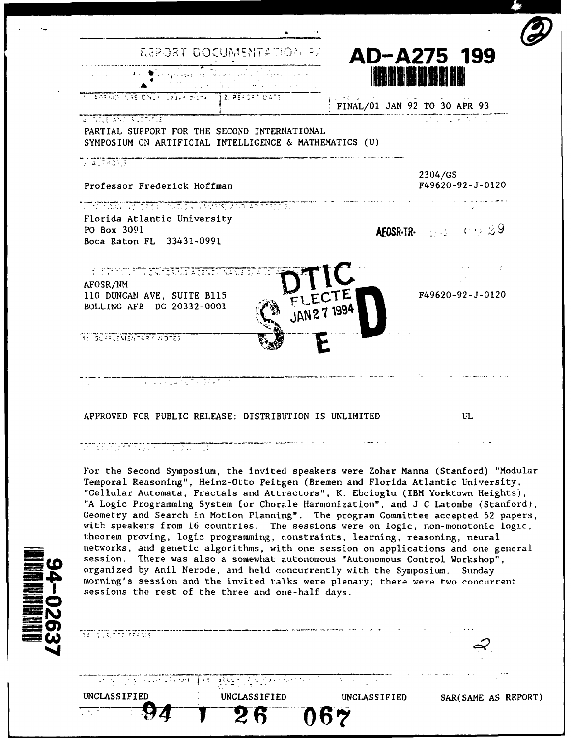REPORT DOCUMENTATION PAGE

AD-A275 199

FINAL/01 JAN 92 TO 30 APR 93

PARTIAL SUPPORT FOR THE SECOND INTERNATIONAL SYMPOSIUM ON ARTIFICIAL INTELLIGENCE & MATHEMATICS (U)

2304/GS
F49620-92-J-0120

Professor Frederick Hoffman

Florida Atlantic University
PO Box 3091
Boca Raton FL 33431-0991

AFOSR-TR-

AFOSR/NM
110 DUNCAN AVE, SUITE B115
BOLLING AFB DC 20332-0001

DTIC ELECTE JAN 27 1994 S E D

F49620-92-J-0120

APPROVED FOR PUBLIC RELEASE: DISTRIBUTION IS UNLIMITED

UL

For the Second Symposium, the invited speakers were Zohar Manna (Stanford) "Modular Temporal Reasoning", Heinz-Otto Peitgen (Bremen and Florida Atlantic University, "Cellular Automata, Fractals and Attractors", K. Ebcioglu (IBM Yorktown Heights), "A Logic Programming System for Chorale Harmonization", and J C Latombe (Stanford), Geometry and Search in Motion Planning". The program Committee accepted 52 papers, with speakers from 16 countries. The sessions were on logic, non-monotonic logic, theorem proving, logic programming, constraints, learning, reasoning, neural networks, and genetic algorithms, with one session on applications and one general session. There was also a somewhat autonomous "Autonomous Control Workshop", organized by Anil Nerode, and held concurrently with the Symposium. Sunday morning's session and the invited talks were plenary; there were two concurrent sessions the rest of the three and one-half days.

94-02637

2

| UNCLASSIFIED | UNCLASSIFIED | UNCLASSIFIED | SAR(SAME AS REPORT) |
| --- | --- | --- | --- |

94 1 26 067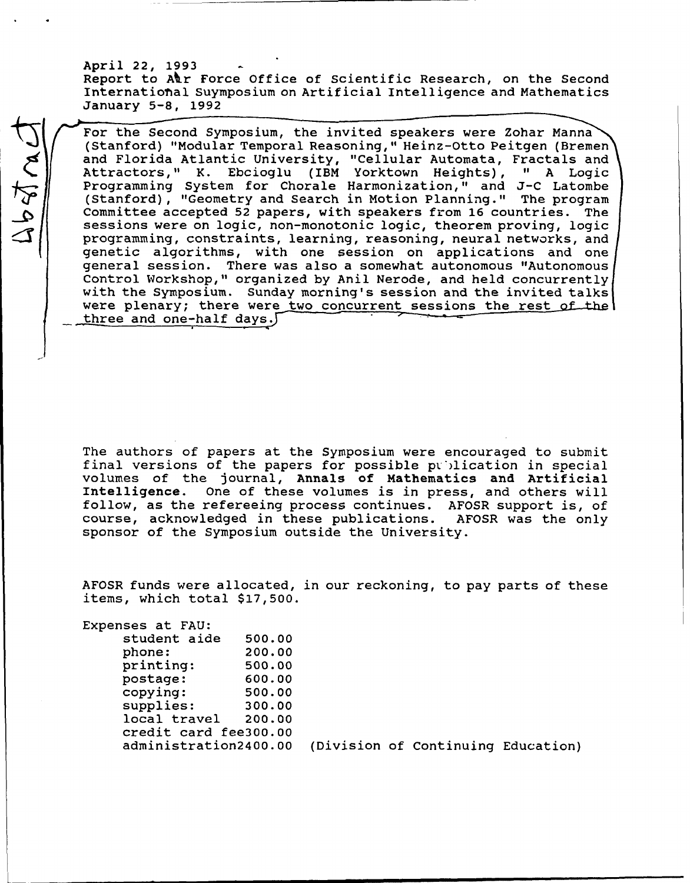April 22, 1993
Report to Air Force Office of Scientific Research, on the Second International Suymposium on Artificial Intelligence and Mathematics
January 5-8, 1992

For the Second Symposium, the invited speakers were Zohar Manna (Stanford) "Modular Temporal Reasoning," Heinz-Otto Peitgen (Bremen and Florida Atlantic University, "Cellular Automata, Fractals and Attractors," K. Ebcioglu (IBM Yorktown Heights), " A Logic Programming System for Chorale Harmonization," and J-C Latombe (Stanford), "Geometry and Search in Motion Planning." The program Committee accepted 52 papers, with speakers from 16 countries. The sessions were on logic, non-monotonic logic, theorem proving, logic programming, constraints, learning, reasoning, neural networks, and genetic algorithms, with one session on applications and one general session. There was also a somewhat autonomous "Autonomous Control Workshop," organized by Anil Nerode, and held concurrently with the Symposium. Sunday morning's session and the invited talks were plenary; there were two concurrent sessions the rest of the three and one-half days.

The authors of papers at the Symposium were encouraged to submit final versions of the papers for possible publication in special volumes of the journal, **Annals of Mathematics and Artificial Intelligence**. One of these volumes is in press, and others will follow, as the refereeing process continues. AFOSR support is, of course, acknowledged in these publications. AFOSR was the only sponsor of the Symposium outside the University.

AFOSR funds were allocated, in our reckoning, to pay parts of these items, which total $17,500.

Expenses at FAU:

| | | |
|---|---|---|
| student aide | 500.00 | |
| phone: | 200.00 | |
| printing: | 500.00 | |
| postage: | 600.00 | |
| copying: | 500.00 | |
| supplies: | 300.00 | |
| local travel | 200.00 | |
| credit card fee | 300.00 | |
| administration | 2400.00 | (Division of Continuing Education) |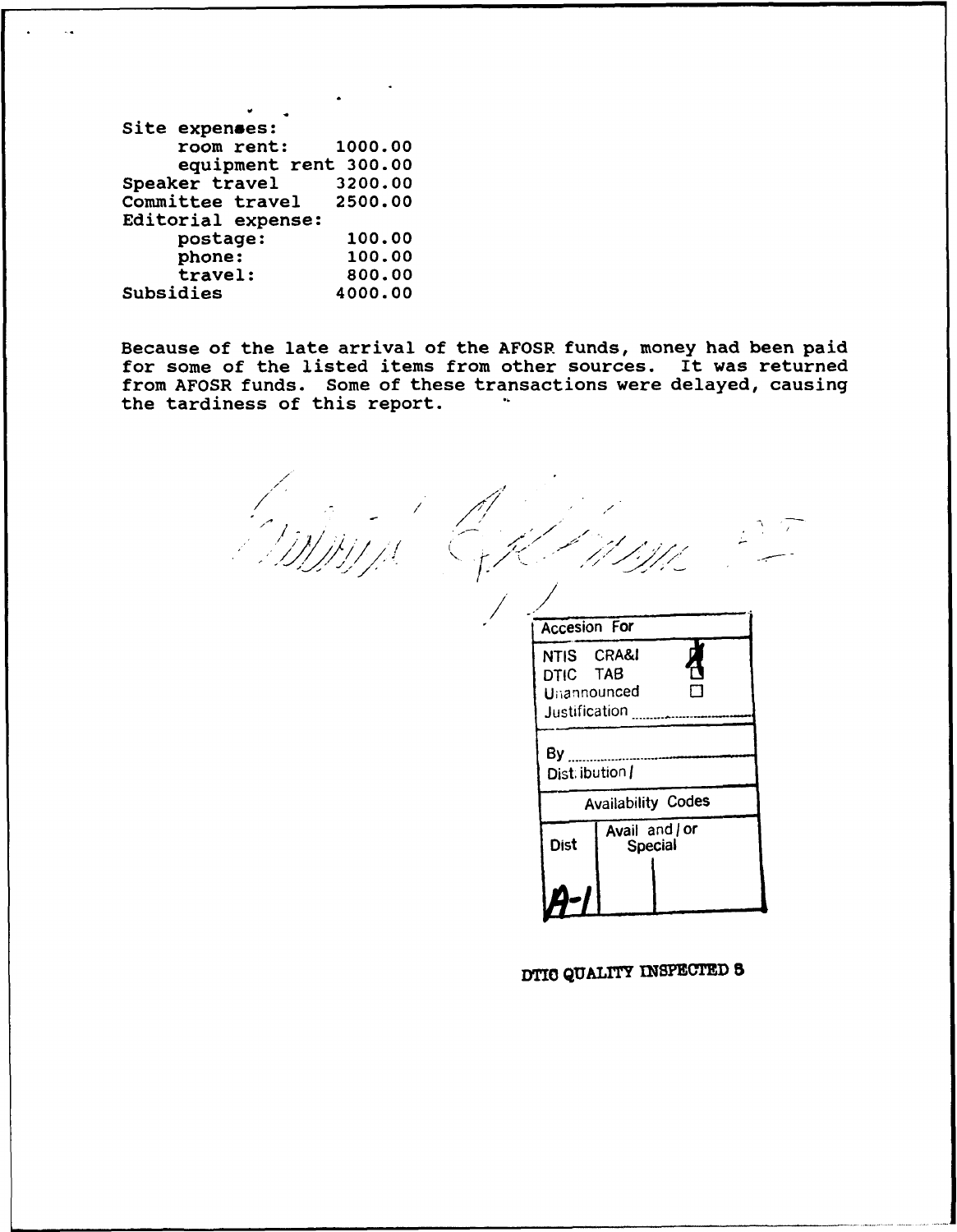Site expenses:

| | |
|---|---|
| room rent: | 1000.00 |
| equipment rent | 300.00 |
| Speaker travel | 3200.00 |
| Committee travel | 2500.00 |
| Editorial expense: | |
| postage: | 100.00 |
| phone: | 100.00 |
| travel: | 800.00 |
| Subsidies | 4000.00 |

Because of the late arrival of the AFOSR funds, money had been paid for some of the listed items from other sources. It was returned from AFOSR funds. Some of these transactions were delayed, causing the tardiness of this report.

| Accesion For | |
|---|---|
| NTIS CRA&I | X |
| DTIC TAB | ☐ |
| Unannounced | ☐ |
| Justification | |
| By | |
| Distribution / | |
| Availability Codes | |
| Dist | Avail and / or Special |
| A-1 | |

DTIC QUALITY INSPECTED 8